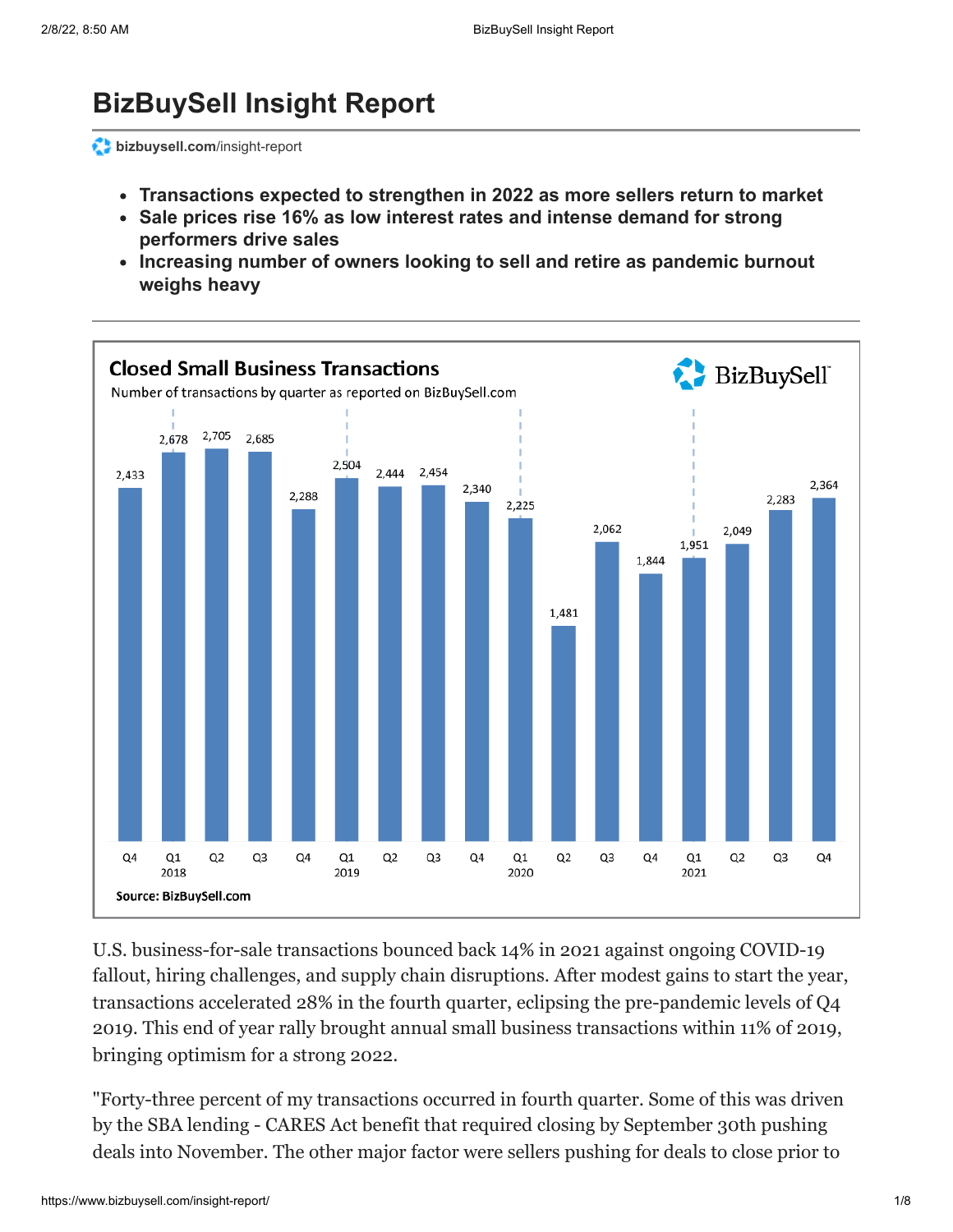# BizBuySell Insight Report

bizbuysell.com/insight-report

- **Transactions expected to strengthen in 2022 as more sellers return to market**
- **Sale prices rise 16% as low interest rates and intense demand for strong performers drive sales**
- **Increasing number of owners looking to sell and retire as pandemic burnout weighs heavy**

---

**Closed Small Business Transactions**

Number of transactions by quarter as reported on BizBuySell.com

| Quarter | Transactions |
|---|---|
| Q4 2017 | 2,433 |
| Q1 2018 | 2,678 |
| Q2 2018 | 2,705 |
| Q3 2018 | 2,685 |
| Q4 2018 | 2,288 |
| Q1 2019 | 2,504 |
| Q2 2019 | 2,444 |
| Q3 2019 | 2,454 |
| Q4 2019 | 2,340 |
| Q1 2020 | 2,225 |
| Q2 2020 | 1,481 |
| Q3 2020 | 2,062 |
| Q4 2020 | 1,844 |
| Q1 2021 | 1,951 |
| Q2 2021 | 2,049 |
| Q3 2021 | 2,283 |
| Q4 2021 | 2,364 |

Source: BizBuySell.com

U.S. business-for-sale transactions bounced back 14% in 2021 against ongoing COVID-19 fallout, hiring challenges, and supply chain disruptions. After modest gains to start the year, transactions accelerated 28% in the fourth quarter, eclipsing the pre-pandemic levels of Q4 2019. This end of year rally brought annual small business transactions within 11% of 2019, bringing optimism for a strong 2022.

"Forty-three percent of my transactions occurred in fourth quarter. Some of this was driven by the SBA lending - CARES Act benefit that required closing by September 30th pushing deals into November. The other major factor were sellers pushing for deals to close prior to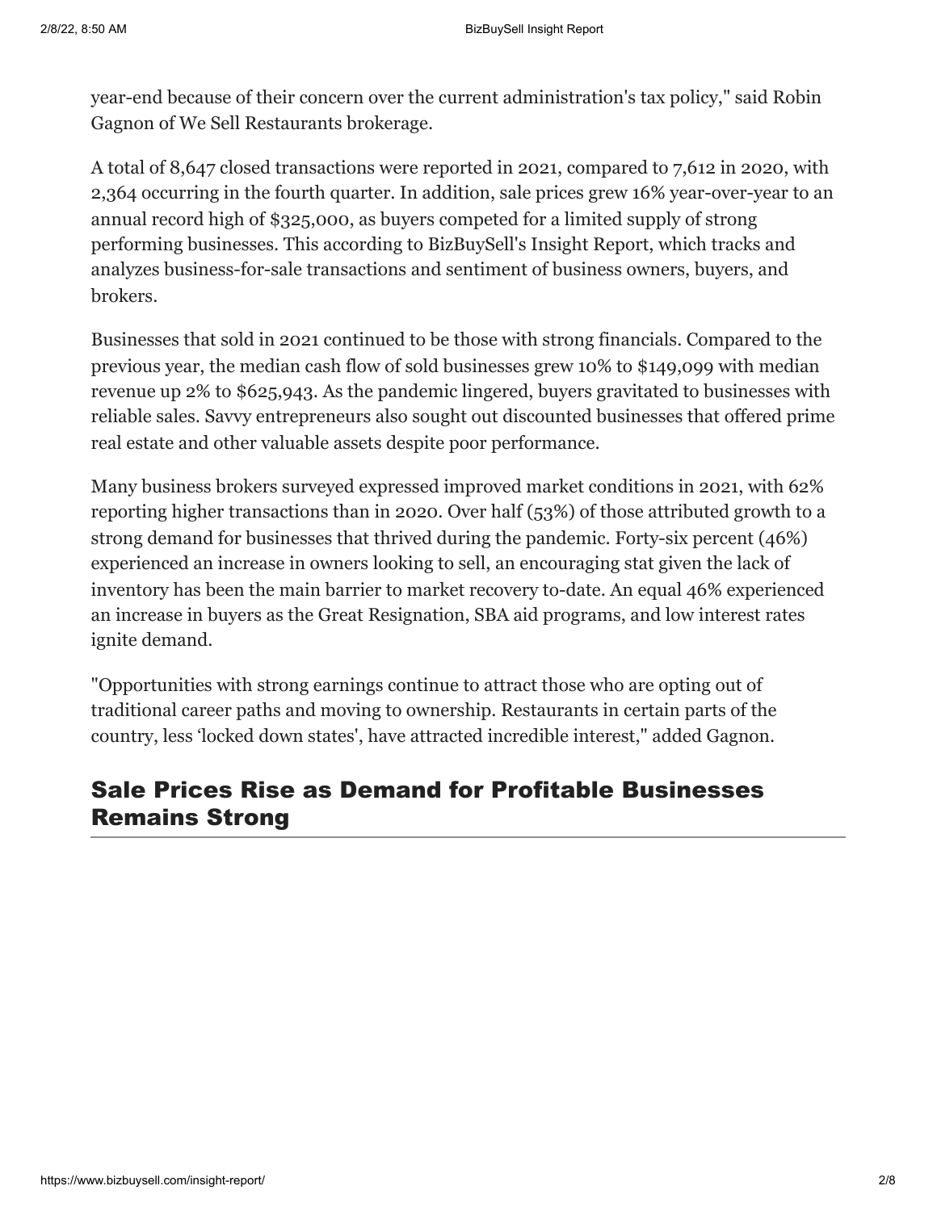year-end because of their concern over the current administration's tax policy," said Robin Gagnon of We Sell Restaurants brokerage.

A total of 8,647 closed transactions were reported in 2021, compared to 7,612 in 2020, with 2,364 occurring in the fourth quarter. In addition, sale prices grew 16% year-over-year to an annual record high of $325,000, as buyers competed for a limited supply of strong performing businesses. This according to BizBuySell's Insight Report, which tracks and analyzes business-for-sale transactions and sentiment of business owners, buyers, and brokers.

Businesses that sold in 2021 continued to be those with strong financials. Compared to the previous year, the median cash flow of sold businesses grew 10% to $149,099 with median revenue up 2% to $625,943. As the pandemic lingered, buyers gravitated to businesses with reliable sales. Savvy entrepreneurs also sought out discounted businesses that offered prime real estate and other valuable assets despite poor performance.

Many business brokers surveyed expressed improved market conditions in 2021, with 62% reporting higher transactions than in 2020. Over half (53%) of those attributed growth to a strong demand for businesses that thrived during the pandemic. Forty-six percent (46%) experienced an increase in owners looking to sell, an encouraging stat given the lack of inventory has been the main barrier to market recovery to-date. An equal 46% experienced an increase in buyers as the Great Resignation, SBA aid programs, and low interest rates ignite demand.

"Opportunities with strong earnings continue to attract those who are opting out of traditional career paths and moving to ownership. Restaurants in certain parts of the country, less 'locked down states', have attracted incredible interest," added Gagnon.

## Sale Prices Rise as Demand for Profitable Businesses Remains Strong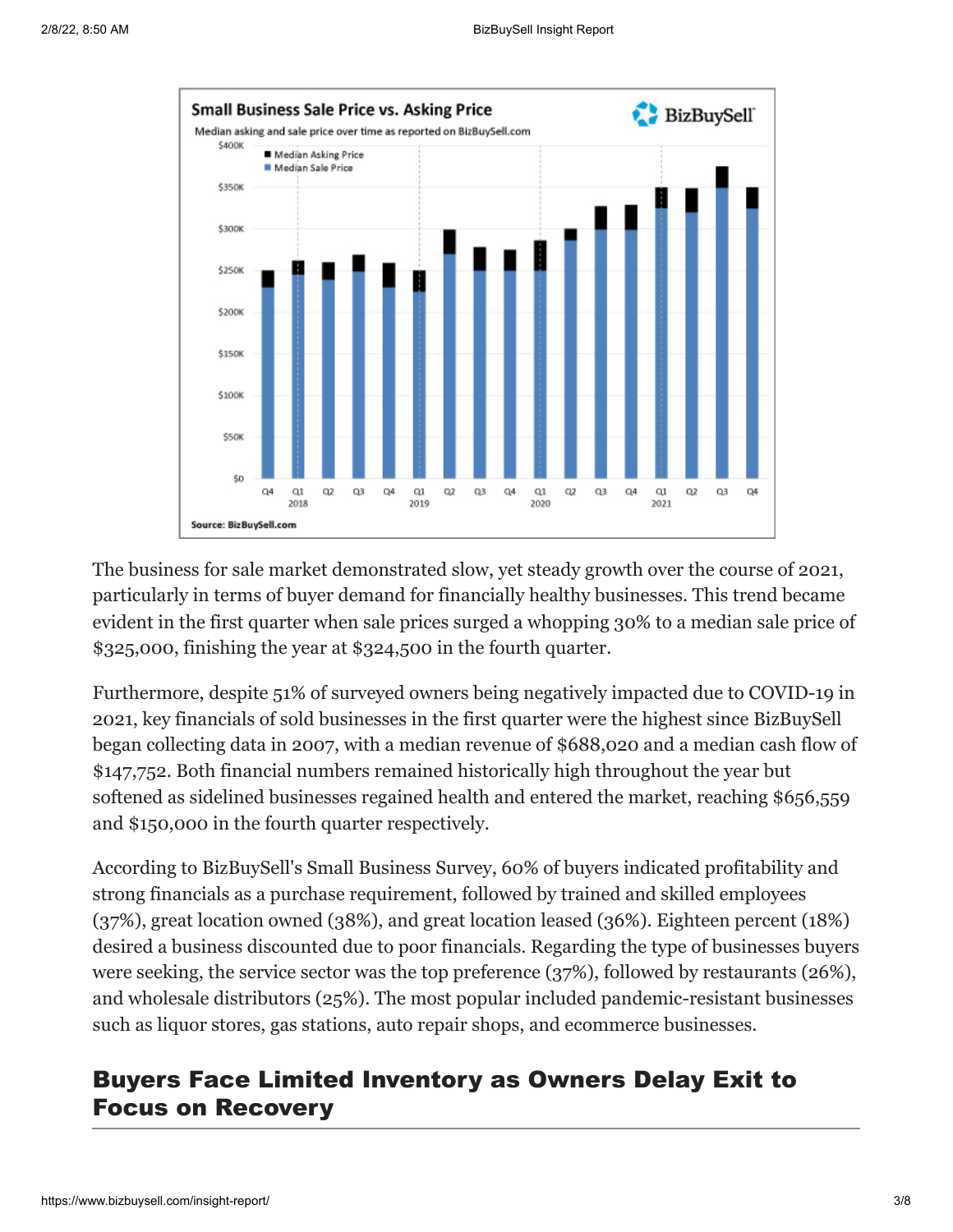The business for sale market demonstrated slow, yet steady growth over the course of 2021, particularly in terms of buyer demand for financially healthy businesses. This trend became evident in the first quarter when sale prices surged a whopping 30% to a median sale price of $325,000, finishing the year at $324,500 in the fourth quarter.

Furthermore, despite 51% of surveyed owners being negatively impacted due to COVID-19 in 2021, key financials of sold businesses in the first quarter were the highest since BizBuySell began collecting data in 2007, with a median revenue of $688,020 and a median cash flow of $147,752. Both financial numbers remained historically high throughout the year but softened as sidelined businesses regained health and entered the market, reaching $656,559 and $150,000 in the fourth quarter respectively.

According to BizBuySell's Small Business Survey, 60% of buyers indicated profitability and strong financials as a purchase requirement, followed by trained and skilled employees (37%), great location owned (38%), and great location leased (36%). Eighteen percent (18%) desired a business discounted due to poor financials. Regarding the type of businesses buyers were seeking, the service sector was the top preference (37%), followed by restaurants (26%), and wholesale distributors (25%). The most popular included pandemic-resistant businesses such as liquor stores, gas stations, auto repair shops, and ecommerce businesses.

## Buyers Face Limited Inventory as Owners Delay Exit to Focus on Recovery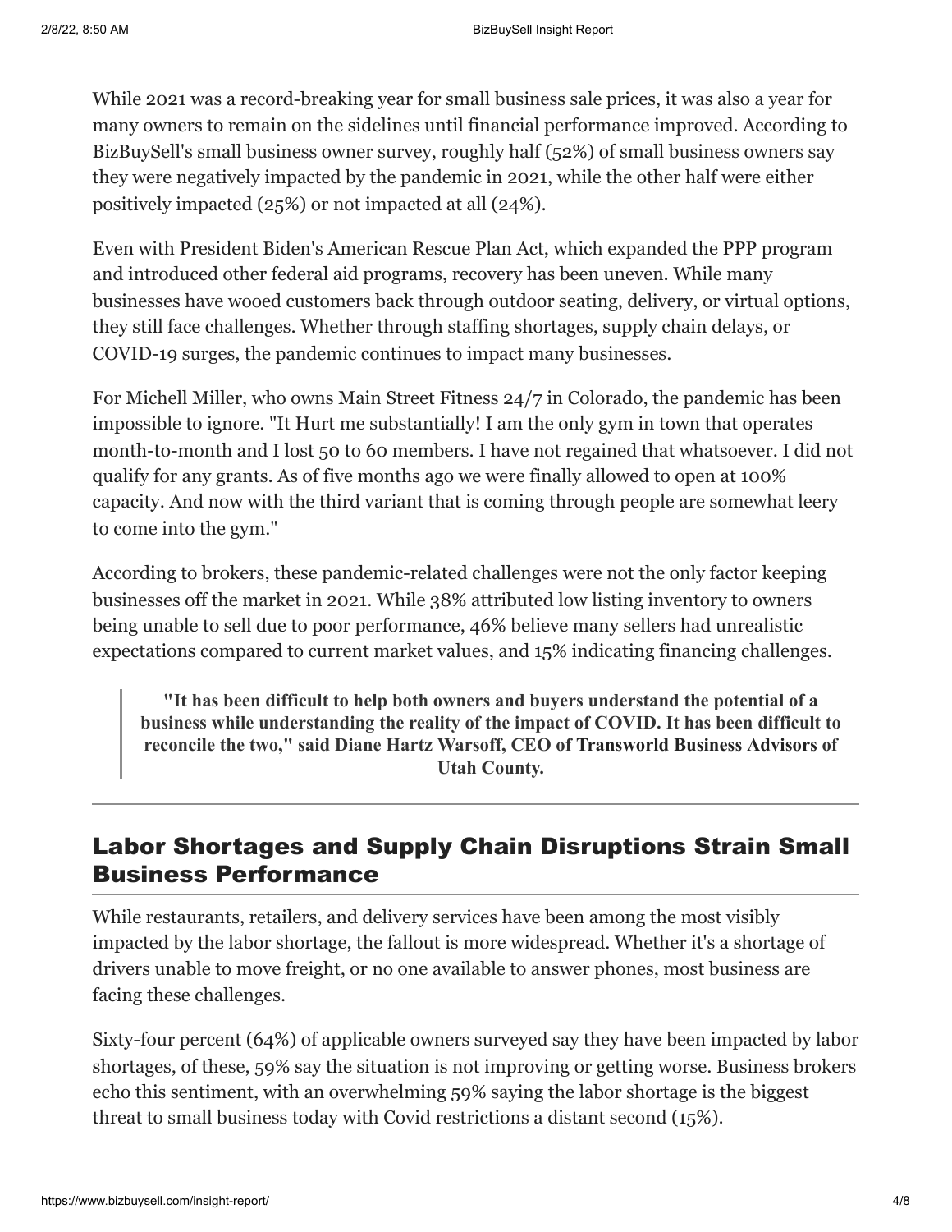While 2021 was a record-breaking year for small business sale prices, it was also a year for many owners to remain on the sidelines until financial performance improved. According to BizBuySell's small business owner survey, roughly half (52%) of small business owners say they were negatively impacted by the pandemic in 2021, while the other half were either positively impacted (25%) or not impacted at all (24%).

Even with President Biden's American Rescue Plan Act, which expanded the PPP program and introduced other federal aid programs, recovery has been uneven. While many businesses have wooed customers back through outdoor seating, delivery, or virtual options, they still face challenges. Whether through staffing shortages, supply chain delays, or COVID-19 surges, the pandemic continues to impact many businesses.

For Michell Miller, who owns Main Street Fitness 24/7 in Colorado, the pandemic has been impossible to ignore. "It Hurt me substantially! I am the only gym in town that operates month-to-month and I lost 50 to 60 members. I have not regained that whatsoever. I did not qualify for any grants. As of five months ago we were finally allowed to open at 100% capacity. And now with the third variant that is coming through people are somewhat leery to come into the gym."

According to brokers, these pandemic-related challenges were not the only factor keeping businesses off the market in 2021. While 38% attributed low listing inventory to owners being unable to sell due to poor performance, 46% believe many sellers had unrealistic expectations compared to current market values, and 15% indicating financing challenges.

> **"It has been difficult to help both owners and buyers understand the potential of a business while understanding the reality of the impact of COVID. It has been difficult to reconcile the two," said Diane Hartz Warsoff, CEO of Transworld Business Advisors of Utah County.**

---

## Labor Shortages and Supply Chain Disruptions Strain Small Business Performance

While restaurants, retailers, and delivery services have been among the most visibly impacted by the labor shortage, the fallout is more widespread. Whether it's a shortage of drivers unable to move freight, or no one available to answer phones, most business are facing these challenges.

Sixty-four percent (64%) of applicable owners surveyed say they have been impacted by labor shortages, of these, 59% say the situation is not improving or getting worse. Business brokers echo this sentiment, with an overwhelming 59% saying the labor shortage is the biggest threat to small business today with Covid restrictions a distant second (15%).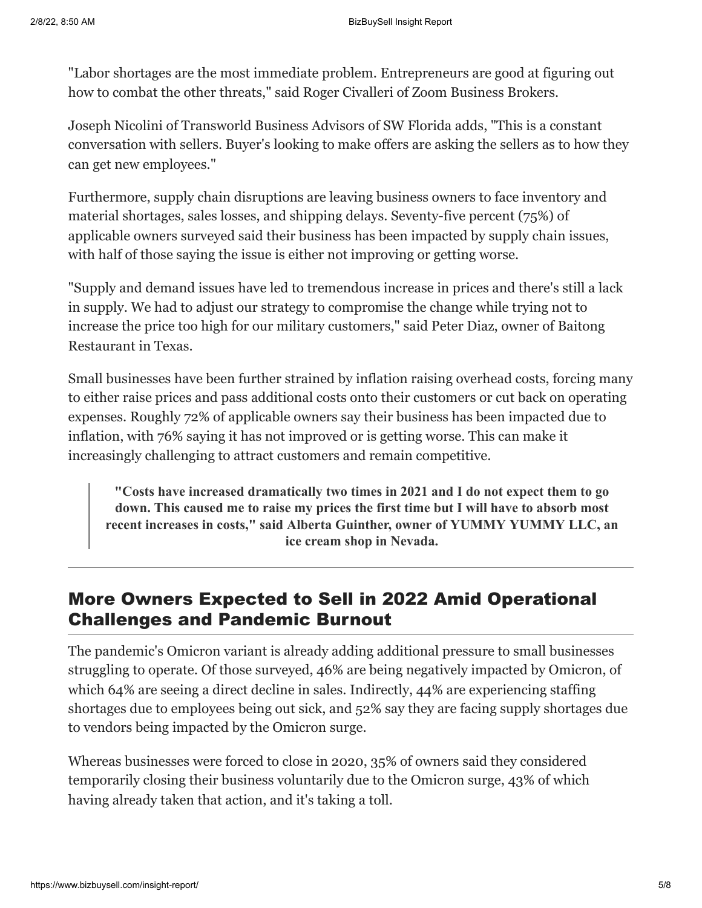"Labor shortages are the most immediate problem. Entrepreneurs are good at figuring out how to combat the other threats," said Roger Civalleri of Zoom Business Brokers.

Joseph Nicolini of Transworld Business Advisors of SW Florida adds, "This is a constant conversation with sellers. Buyer's looking to make offers are asking the sellers as to how they can get new employees."

Furthermore, supply chain disruptions are leaving business owners to face inventory and material shortages, sales losses, and shipping delays. Seventy-five percent (75%) of applicable owners surveyed said their business has been impacted by supply chain issues, with half of those saying the issue is either not improving or getting worse.

"Supply and demand issues have led to tremendous increase in prices and there's still a lack in supply. We had to adjust our strategy to compromise the change while trying not to increase the price too high for our military customers," said Peter Diaz, owner of Baitong Restaurant in Texas.

Small businesses have been further strained by inflation raising overhead costs, forcing many to either raise prices and pass additional costs onto their customers or cut back on operating expenses. Roughly 72% of applicable owners say their business has been impacted due to inflation, with 76% saying it has not improved or is getting worse. This can make it increasingly challenging to attract customers and remain competitive.

> **"Costs have increased dramatically two times in 2021 and I do not expect them to go down. This caused me to raise my prices the first time but I will have to absorb most recent increases in costs," said Alberta Guinther, owner of YUMMY YUMMY LLC, an ice cream shop in Nevada.**

---

## More Owners Expected to Sell in 2022 Amid Operational Challenges and Pandemic Burnout

The pandemic's Omicron variant is already adding additional pressure to small businesses struggling to operate. Of those surveyed, 46% are being negatively impacted by Omicron, of which 64% are seeing a direct decline in sales. Indirectly, 44% are experiencing staffing shortages due to employees being out sick, and 52% say they are facing supply shortages due to vendors being impacted by the Omicron surge.

Whereas businesses were forced to close in 2020, 35% of owners said they considered temporarily closing their business voluntarily due to the Omicron surge, 43% of which having already taken that action, and it's taking a toll.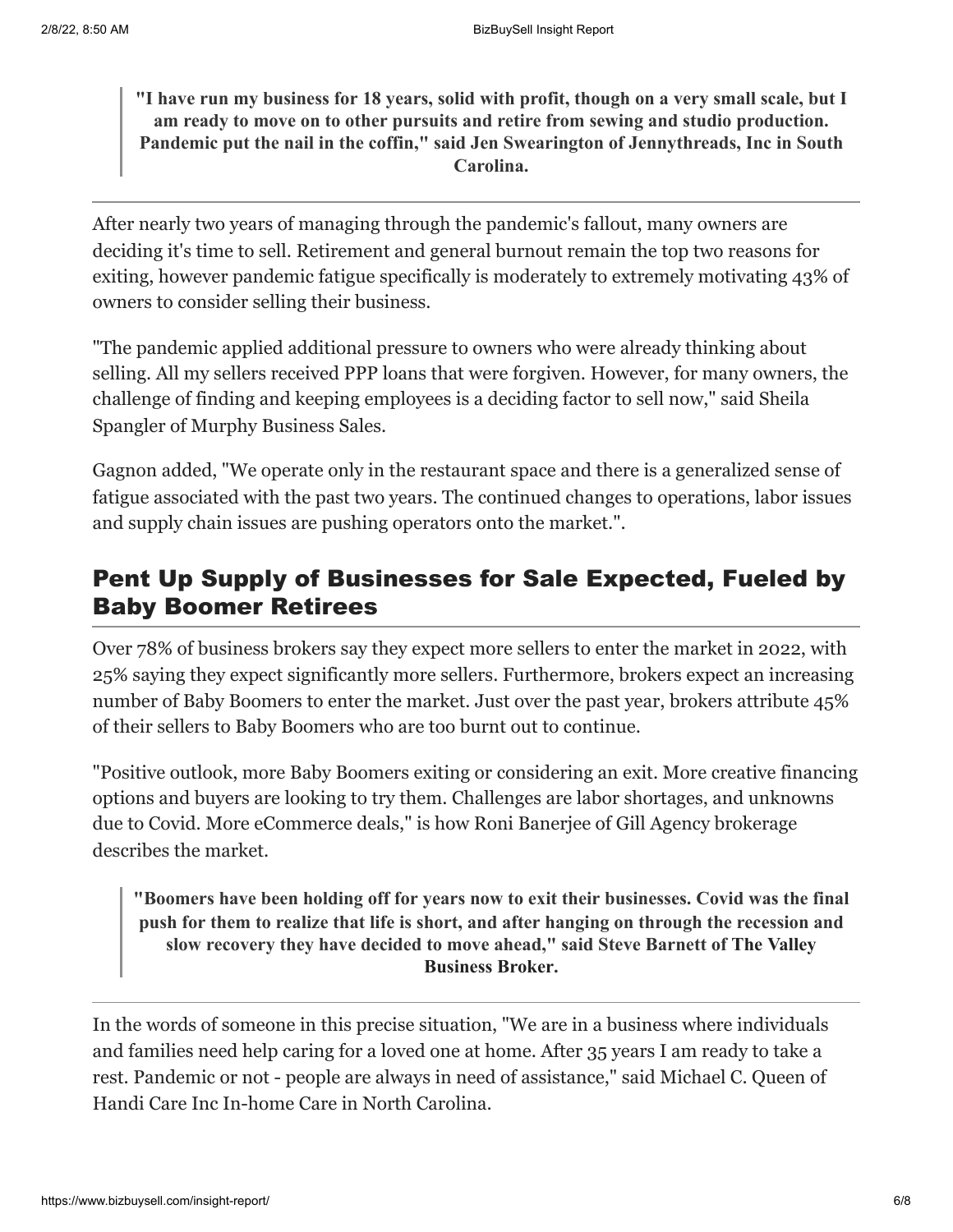> **"I have run my business for 18 years, solid with profit, though on a very small scale, but I am ready to move on to other pursuits and retire from sewing and studio production. Pandemic put the nail in the coffin," said Jen Swearington of Jennythreads, Inc in South Carolina.**

---

After nearly two years of managing through the pandemic's fallout, many owners are deciding it's time to sell. Retirement and general burnout remain the top two reasons for exiting, however pandemic fatigue specifically is moderately to extremely motivating 43% of owners to consider selling their business.

"The pandemic applied additional pressure to owners who were already thinking about selling. All my sellers received PPP loans that were forgiven. However, for many owners, the challenge of finding and keeping employees is a deciding factor to sell now," said Sheila Spangler of Murphy Business Sales.

Gagnon added, "We operate only in the restaurant space and there is a generalized sense of fatigue associated with the past two years. The continued changes to operations, labor issues and supply chain issues are pushing operators onto the market.".

## Pent Up Supply of Businesses for Sale Expected, Fueled by Baby Boomer Retirees

Over 78% of business brokers say they expect more sellers to enter the market in 2022, with 25% saying they expect significantly more sellers. Furthermore, brokers expect an increasing number of Baby Boomers to enter the market. Just over the past year, brokers attribute 45% of their sellers to Baby Boomers who are too burnt out to continue.

"Positive outlook, more Baby Boomers exiting or considering an exit. More creative financing options and buyers are looking to try them. Challenges are labor shortages, and unknowns due to Covid. More eCommerce deals," is how Roni Banerjee of Gill Agency brokerage describes the market.

> **"Boomers have been holding off for years now to exit their businesses. Covid was the final push for them to realize that life is short, and after hanging on through the recession and slow recovery they have decided to move ahead," said Steve Barnett of The Valley Business Broker.**

---

In the words of someone in this precise situation, "We are in a business where individuals and families need help caring for a loved one at home. After 35 years I am ready to take a rest. Pandemic or not - people are always in need of assistance," said Michael C. Queen of Handi Care Inc In-home Care in North Carolina.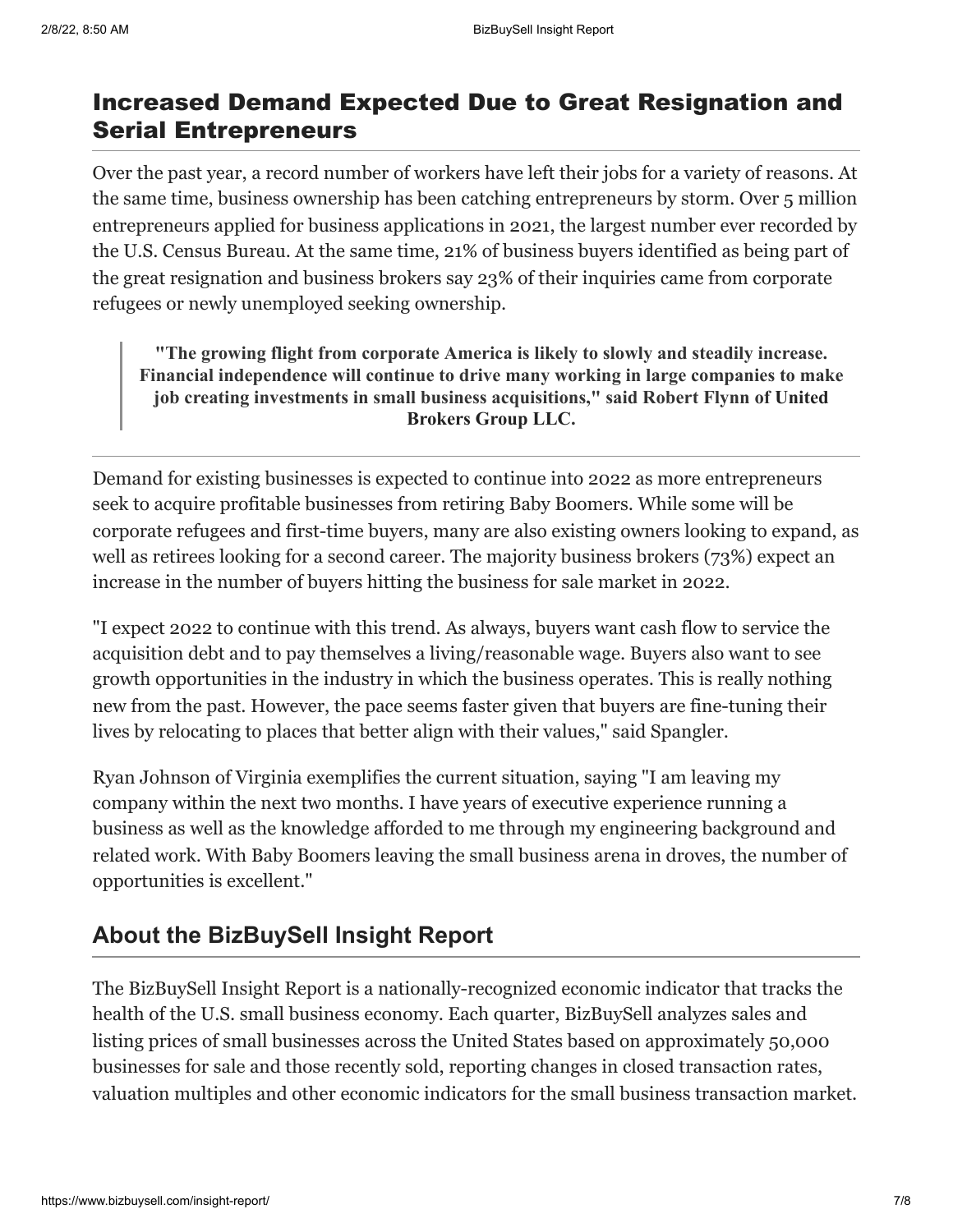## Increased Demand Expected Due to Great Resignation and Serial Entrepreneurs

Over the past year, a record number of workers have left their jobs for a variety of reasons. At the same time, business ownership has been catching entrepreneurs by storm. Over 5 million entrepreneurs applied for business applications in 2021, the largest number ever recorded by the U.S. Census Bureau. At the same time, 21% of business buyers identified as being part of the great resignation and business brokers say 23% of their inquiries came from corporate refugees or newly unemployed seeking ownership.

> **"The growing flight from corporate America is likely to slowly and steadily increase. Financial independence will continue to drive many working in large companies to make job creating investments in small business acquisitions," said Robert Flynn of United Brokers Group LLC.**

---

Demand for existing businesses is expected to continue into 2022 as more entrepreneurs seek to acquire profitable businesses from retiring Baby Boomers. While some will be corporate refugees and first-time buyers, many are also existing owners looking to expand, as well as retirees looking for a second career. The majority business brokers (73%) expect an increase in the number of buyers hitting the business for sale market in 2022.

"I expect 2022 to continue with this trend. As always, buyers want cash flow to service the acquisition debt and to pay themselves a living/reasonable wage. Buyers also want to see growth opportunities in the industry in which the business operates. This is really nothing new from the past. However, the pace seems faster given that buyers are fine-tuning their lives by relocating to places that better align with their values," said Spangler.

Ryan Johnson of Virginia exemplifies the current situation, saying "I am leaving my company within the next two months. I have years of executive experience running a business as well as the knowledge afforded to me through my engineering background and related work. With Baby Boomers leaving the small business arena in droves, the number of opportunities is excellent."

## About the BizBuySell Insight Report

The BizBuySell Insight Report is a nationally-recognized economic indicator that tracks the health of the U.S. small business economy. Each quarter, BizBuySell analyzes sales and listing prices of small businesses across the United States based on approximately 50,000 businesses for sale and those recently sold, reporting changes in closed transaction rates, valuation multiples and other economic indicators for the small business transaction market.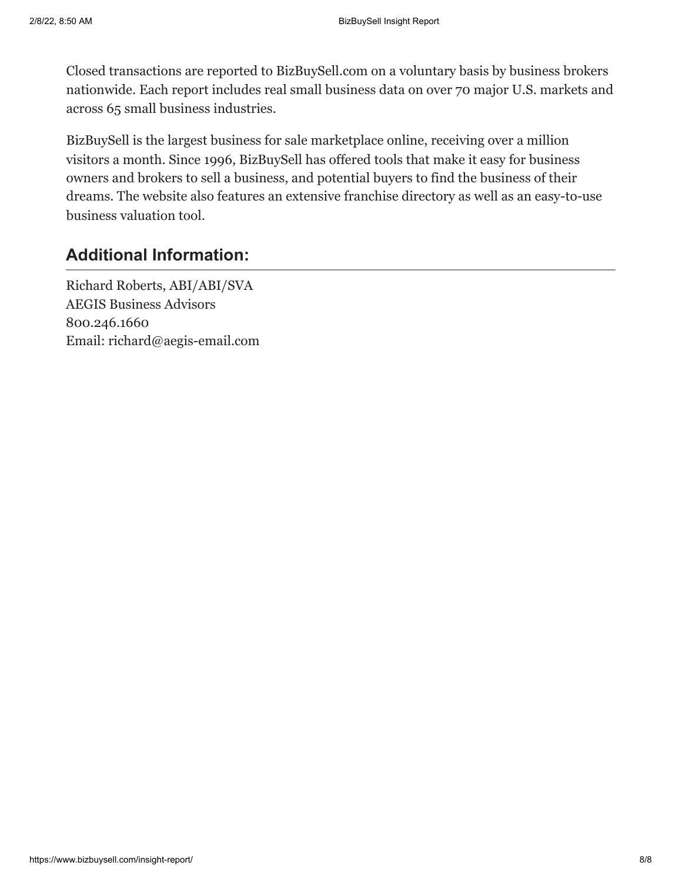Closed transactions are reported to BizBuySell.com on a voluntary basis by business brokers nationwide. Each report includes real small business data on over 70 major U.S. markets and across 65 small business industries.

BizBuySell is the largest business for sale marketplace online, receiving over a million visitors a month. Since 1996, BizBuySell has offered tools that make it easy for business owners and brokers to sell a business, and potential buyers to find the business of their dreams. The website also features an extensive franchise directory as well as an easy-to-use business valuation tool.

## Additional Information:

Richard Roberts, ABI/ABI/SVA
AEGIS Business Advisors
800.246.1660
Email: richard@aegis-email.com